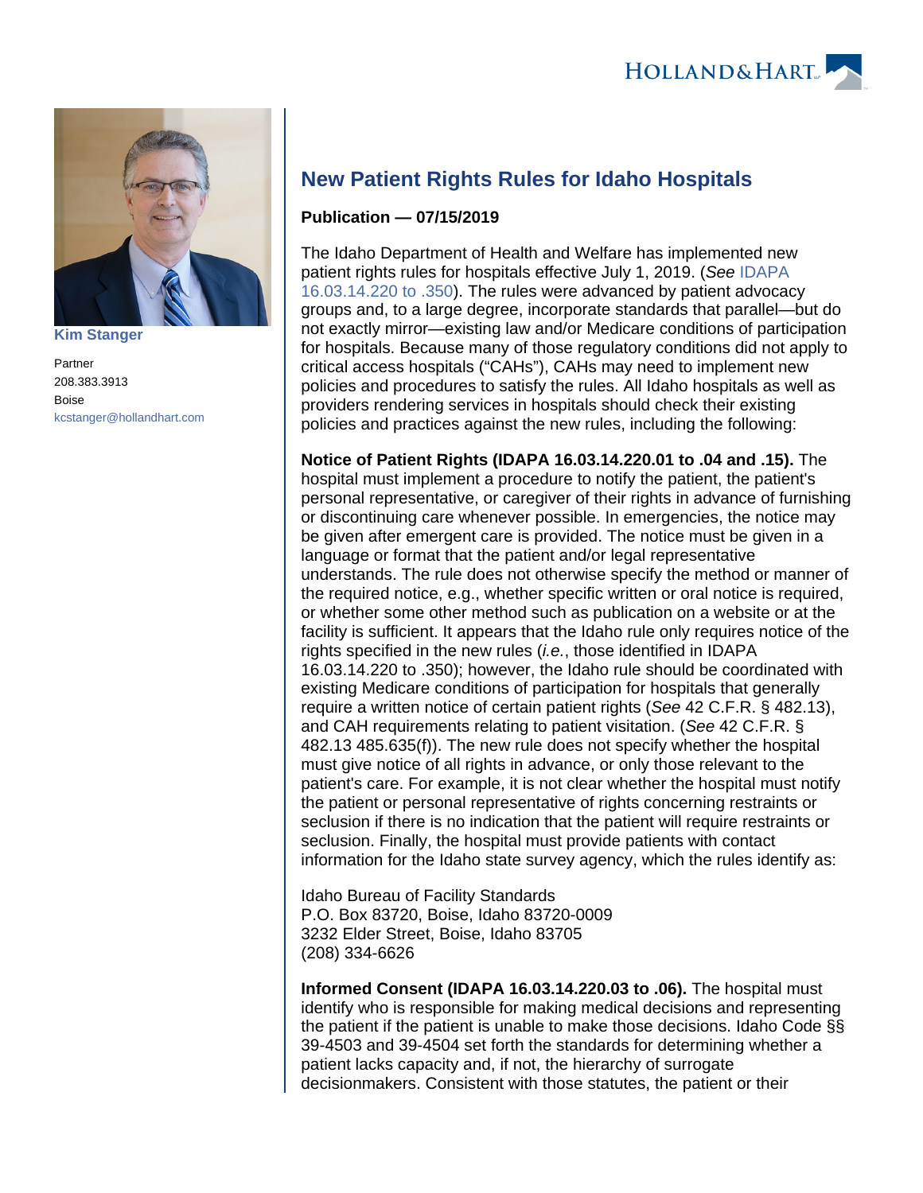# New Patient Rights Rules for Idaho Hospitals

**Kim Stanger**

Partner
208.383.3913
Boise
kcstanger@hollandhart.com

**Publication — 07/15/2019**

The Idaho Department of Health and Welfare has implemented new patient rights rules for hospitals effective July 1, 2019. (*See* IDAPA 16.03.14.220 to .350). The rules were advanced by patient advocacy groups and, to a large degree, incorporate standards that parallel—but do not exactly mirror—existing law and/or Medicare conditions of participation for hospitals. Because many of those regulatory conditions did not apply to critical access hospitals ("CAHs"), CAHs may need to implement new policies and procedures to satisfy the rules. All Idaho hospitals as well as providers rendering services in hospitals should check their existing policies and practices against the new rules, including the following:

**Notice of Patient Rights (IDAPA 16.03.14.220.01 to .04 and .15).** The hospital must implement a procedure to notify the patient, the patient's personal representative, or caregiver of their rights in advance of furnishing or discontinuing care whenever possible. In emergencies, the notice may be given after emergent care is provided. The notice must be given in a language or format that the patient and/or legal representative understands. The rule does not otherwise specify the method or manner of the required notice, e.g., whether specific written or oral notice is required, or whether some other method such as publication on a website or at the facility is sufficient. It appears that the Idaho rule only requires notice of the rights specified in the new rules (*i.e.*, those identified in IDAPA 16.03.14.220 to .350); however, the Idaho rule should be coordinated with existing Medicare conditions of participation for hospitals that generally require a written notice of certain patient rights (*See* 42 C.F.R. § 482.13), and CAH requirements relating to patient visitation. (*See* 42 C.F.R. § 482.13 485.635(f)). The new rule does not specify whether the hospital must give notice of all rights in advance, or only those relevant to the patient's care. For example, it is not clear whether the hospital must notify the patient or personal representative of rights concerning restraints or seclusion if there is no indication that the patient will require restraints or seclusion. Finally, the hospital must provide patients with contact information for the Idaho state survey agency, which the rules identify as:

Idaho Bureau of Facility Standards
P.O. Box 83720, Boise, Idaho 83720-0009
3232 Elder Street, Boise, Idaho 83705
(208) 334-6626

**Informed Consent (IDAPA 16.03.14.220.03 to .06).** The hospital must identify who is responsible for making medical decisions and representing the patient if the patient is unable to make those decisions. Idaho Code §§ 39-4503 and 39-4504 set forth the standards for determining whether a patient lacks capacity and, if not, the hierarchy of surrogate decisionmakers. Consistent with those statutes, the patient or their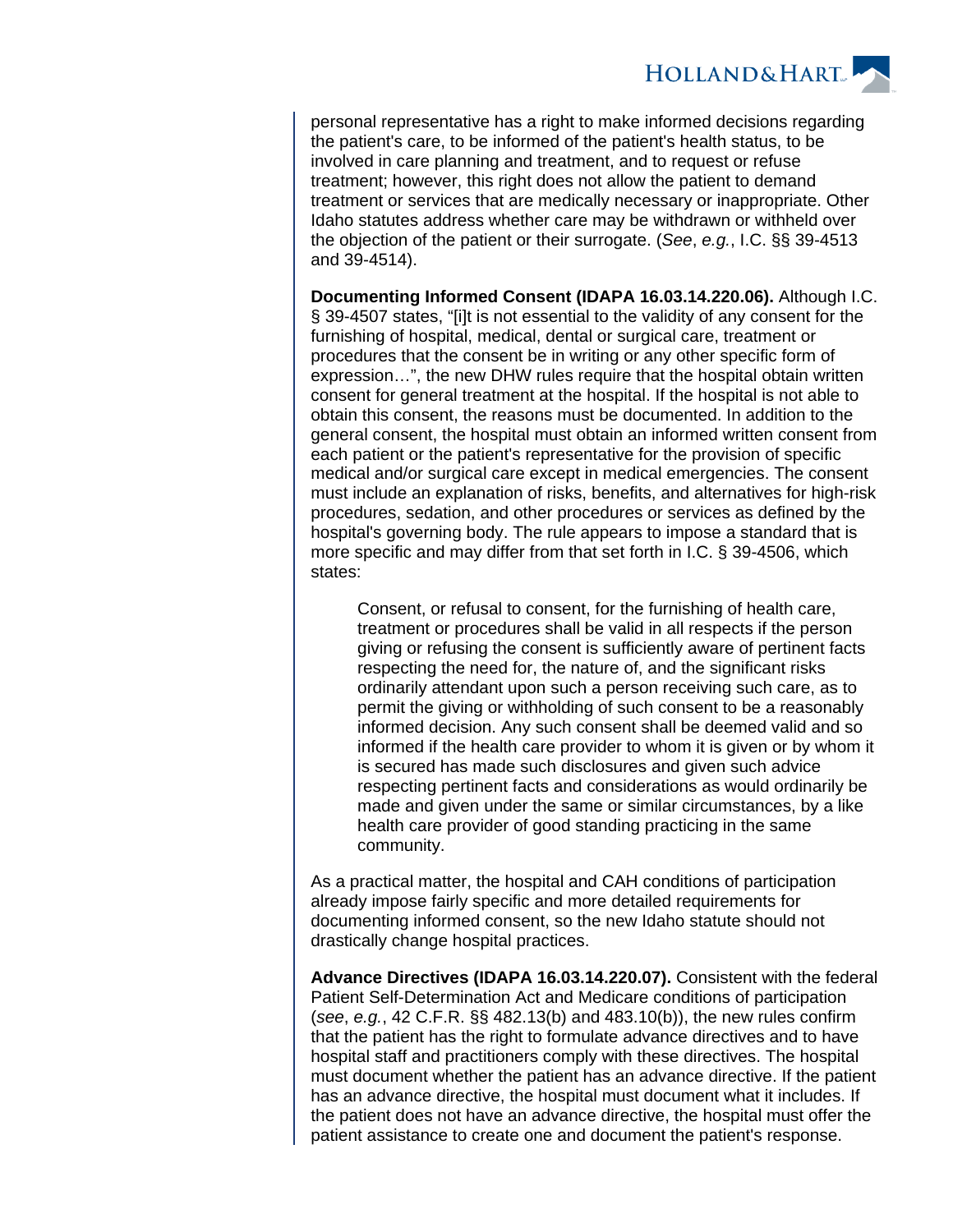personal representative has a right to make informed decisions regarding the patient's care, to be informed of the patient's health status, to be involved in care planning and treatment, and to request or refuse treatment; however, this right does not allow the patient to demand treatment or services that are medically necessary or inappropriate. Other Idaho statutes address whether care may be withdrawn or withheld over the objection of the patient or their surrogate. (*See*, *e.g.*, I.C. §§ 39-4513 and 39-4514).

**Documenting Informed Consent (IDAPA 16.03.14.220.06).** Although I.C. § 39-4507 states, "[i]t is not essential to the validity of any consent for the furnishing of hospital, medical, dental or surgical care, treatment or procedures that the consent be in writing or any other specific form of expression…", the new DHW rules require that the hospital obtain written consent for general treatment at the hospital. If the hospital is not able to obtain this consent, the reasons must be documented. In addition to the general consent, the hospital must obtain an informed written consent from each patient or the patient's representative for the provision of specific medical and/or surgical care except in medical emergencies. The consent must include an explanation of risks, benefits, and alternatives for high-risk procedures, sedation, and other procedures or services as defined by the hospital's governing body. The rule appears to impose a standard that is more specific and may differ from that set forth in I.C. § 39-4506, which states:

> Consent, or refusal to consent, for the furnishing of health care, treatment or procedures shall be valid in all respects if the person giving or refusing the consent is sufficiently aware of pertinent facts respecting the need for, the nature of, and the significant risks ordinarily attendant upon such a person receiving such care, as to permit the giving or withholding of such consent to be a reasonably informed decision. Any such consent shall be deemed valid and so informed if the health care provider to whom it is given or by whom it is secured has made such disclosures and given such advice respecting pertinent facts and considerations as would ordinarily be made and given under the same or similar circumstances, by a like health care provider of good standing practicing in the same community.

As a practical matter, the hospital and CAH conditions of participation already impose fairly specific and more detailed requirements for documenting informed consent, so the new Idaho statute should not drastically change hospital practices.

**Advance Directives (IDAPA 16.03.14.220.07).** Consistent with the federal Patient Self-Determination Act and Medicare conditions of participation (*see*, *e.g.*, 42 C.F.R. §§ 482.13(b) and 483.10(b)), the new rules confirm that the patient has the right to formulate advance directives and to have hospital staff and practitioners comply with these directives. The hospital must document whether the patient has an advance directive. If the patient has an advance directive, the hospital must document what it includes. If the patient does not have an advance directive, the hospital must offer the patient assistance to create one and document the patient's response.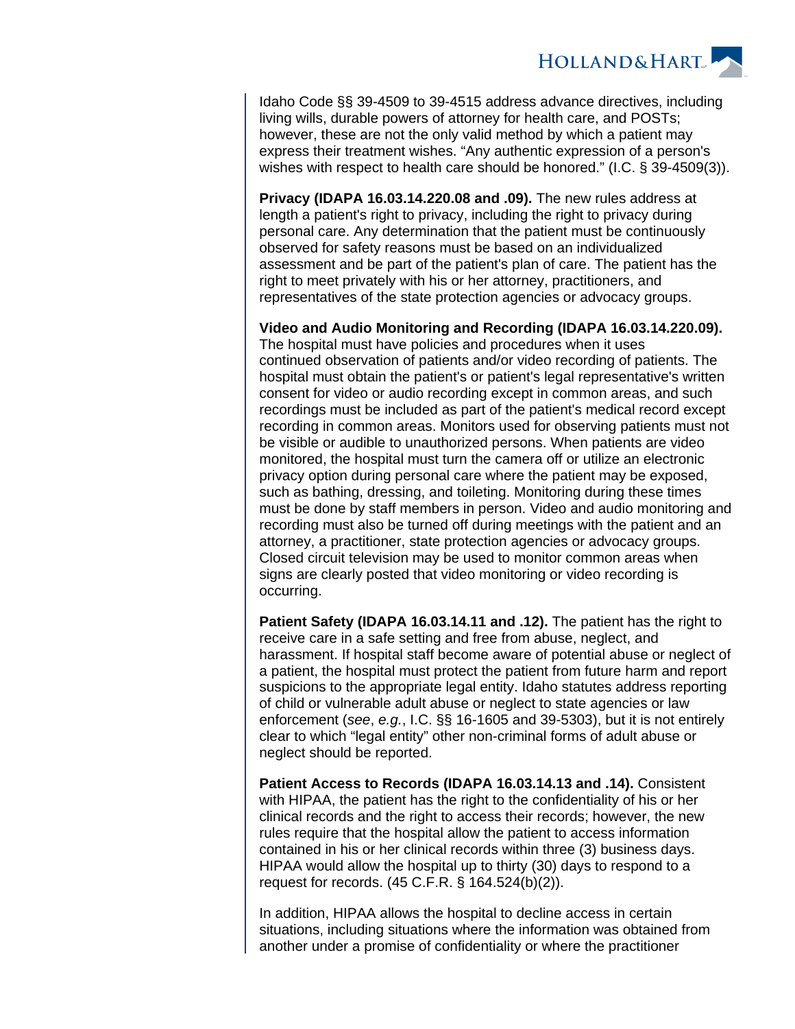Idaho Code §§ 39-4509 to 39-4515 address advance directives, including living wills, durable powers of attorney for health care, and POSTs; however, these are not the only valid method by which a patient may express their treatment wishes. "Any authentic expression of a person's wishes with respect to health care should be honored." (I.C. § 39-4509(3)).

**Privacy (IDAPA 16.03.14.220.08 and .09).** The new rules address at length a patient's right to privacy, including the right to privacy during personal care. Any determination that the patient must be continuously observed for safety reasons must be based on an individualized assessment and be part of the patient's plan of care. The patient has the right to meet privately with his or her attorney, practitioners, and representatives of the state protection agencies or advocacy groups.

**Video and Audio Monitoring and Recording (IDAPA 16.03.14.220.09).** The hospital must have policies and procedures when it uses continued observation of patients and/or video recording of patients. The hospital must obtain the patient's or patient's legal representative's written consent for video or audio recording except in common areas, and such recordings must be included as part of the patient's medical record except recording in common areas. Monitors used for observing patients must not be visible or audible to unauthorized persons. When patients are video monitored, the hospital must turn the camera off or utilize an electronic privacy option during personal care where the patient may be exposed, such as bathing, dressing, and toileting. Monitoring during these times must be done by staff members in person. Video and audio monitoring and recording must also be turned off during meetings with the patient and an attorney, a practitioner, state protection agencies or advocacy groups. Closed circuit television may be used to monitor common areas when signs are clearly posted that video monitoring or video recording is occurring.

**Patient Safety (IDAPA 16.03.14.11 and .12).** The patient has the right to receive care in a safe setting and free from abuse, neglect, and harassment. If hospital staff become aware of potential abuse or neglect of a patient, the hospital must protect the patient from future harm and report suspicions to the appropriate legal entity. Idaho statutes address reporting of child or vulnerable adult abuse or neglect to state agencies or law enforcement (*see*, *e.g.*, I.C. §§ 16-1605 and 39-5303), but it is not entirely clear to which "legal entity" other non-criminal forms of adult abuse or neglect should be reported.

**Patient Access to Records (IDAPA 16.03.14.13 and .14).** Consistent with HIPAA, the patient has the right to the confidentiality of his or her clinical records and the right to access their records; however, the new rules require that the hospital allow the patient to access information contained in his or her clinical records within three (3) business days. HIPAA would allow the hospital up to thirty (30) days to respond to a request for records. (45 C.F.R. § 164.524(b)(2)).

In addition, HIPAA allows the hospital to decline access in certain situations, including situations where the information was obtained from another under a promise of confidentiality or where the practitioner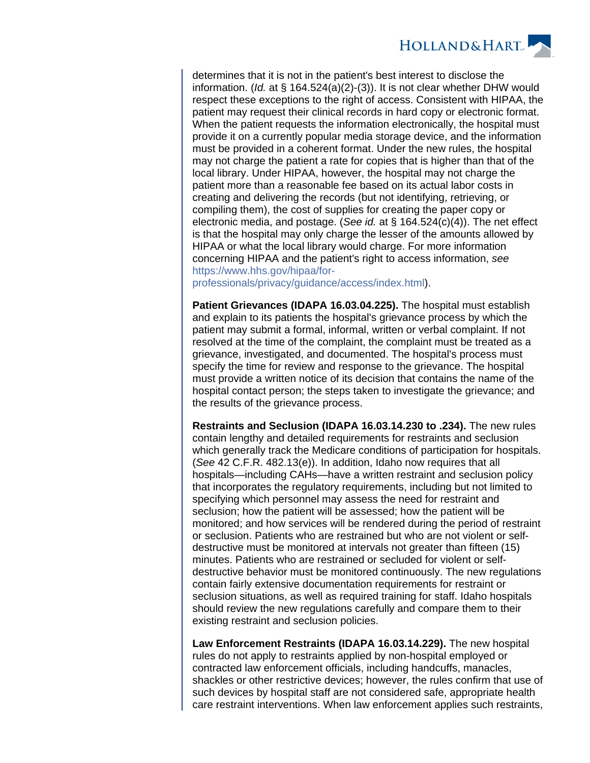determines that it is not in the patient's best interest to disclose the information. (*Id.* at § 164.524(a)(2)-(3)). It is not clear whether DHW would respect these exceptions to the right of access. Consistent with HIPAA, the patient may request their clinical records in hard copy or electronic format. When the patient requests the information electronically, the hospital must provide it on a currently popular media storage device, and the information must be provided in a coherent format. Under the new rules, the hospital may not charge the patient a rate for copies that is higher than that of the local library. Under HIPAA, however, the hospital may not charge the patient more than a reasonable fee based on its actual labor costs in creating and delivering the records (but not identifying, retrieving, or compiling them), the cost of supplies for creating the paper copy or electronic media, and postage. (*See id.* at § 164.524(c)(4)). The net effect is that the hospital may only charge the lesser of the amounts allowed by HIPAA or what the local library would charge. For more information concerning HIPAA and the patient's right to access information, *see* https://www.hhs.gov/hipaa/for-professionals/privacy/guidance/access/index.html).

**Patient Grievances (IDAPA 16.03.04.225).** The hospital must establish and explain to its patients the hospital's grievance process by which the patient may submit a formal, informal, written or verbal complaint. If not resolved at the time of the complaint, the complaint must be treated as a grievance, investigated, and documented. The hospital's process must specify the time for review and response to the grievance. The hospital must provide a written notice of its decision that contains the name of the hospital contact person; the steps taken to investigate the grievance; and the results of the grievance process.

**Restraints and Seclusion (IDAPA 16.03.14.230 to .234).** The new rules contain lengthy and detailed requirements for restraints and seclusion which generally track the Medicare conditions of participation for hospitals. (*See* 42 C.F.R. 482.13(e)). In addition, Idaho now requires that all hospitals—including CAHs—have a written restraint and seclusion policy that incorporates the regulatory requirements, including but not limited to specifying which personnel may assess the need for restraint and seclusion; how the patient will be assessed; how the patient will be monitored; and how services will be rendered during the period of restraint or seclusion. Patients who are restrained but who are not violent or self-destructive must be monitored at intervals not greater than fifteen (15) minutes. Patients who are restrained or secluded for violent or self-destructive behavior must be monitored continuously. The new regulations contain fairly extensive documentation requirements for restraint or seclusion situations, as well as required training for staff. Idaho hospitals should review the new regulations carefully and compare them to their existing restraint and seclusion policies.

**Law Enforcement Restraints (IDAPA 16.03.14.229).** The new hospital rules do not apply to restraints applied by non-hospital employed or contracted law enforcement officials, including handcuffs, manacles, shackles or other restrictive devices; however, the rules confirm that use of such devices by hospital staff are not considered safe, appropriate health care restraint interventions. When law enforcement applies such restraints,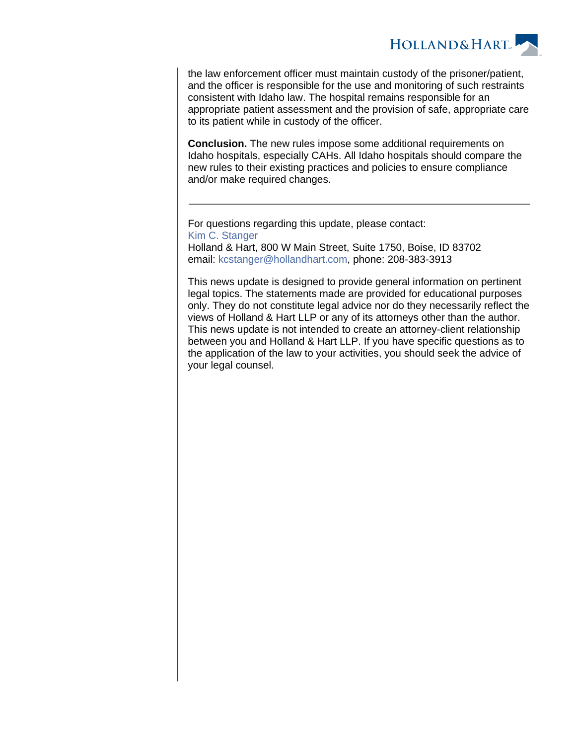the law enforcement officer must maintain custody of the prisoner/patient, and the officer is responsible for the use and monitoring of such restraints consistent with Idaho law. The hospital remains responsible for an appropriate patient assessment and the provision of safe, appropriate care to its patient while in custody of the officer.

**Conclusion.** The new rules impose some additional requirements on Idaho hospitals, especially CAHs. All Idaho hospitals should compare the new rules to their existing practices and policies to ensure compliance and/or make required changes.

---

For questions regarding this update, please contact:
Kim C. Stanger
Holland & Hart, 800 W Main Street, Suite 1750, Boise, ID 83702
email: kcstanger@hollandhart.com, phone: 208-383-3913

This news update is designed to provide general information on pertinent legal topics. The statements made are provided for educational purposes only. They do not constitute legal advice nor do they necessarily reflect the views of Holland & Hart LLP or any of its attorneys other than the author. This news update is not intended to create an attorney-client relationship between you and Holland & Hart LLP. If you have specific questions as to the application of the law to your activities, you should seek the advice of your legal counsel.